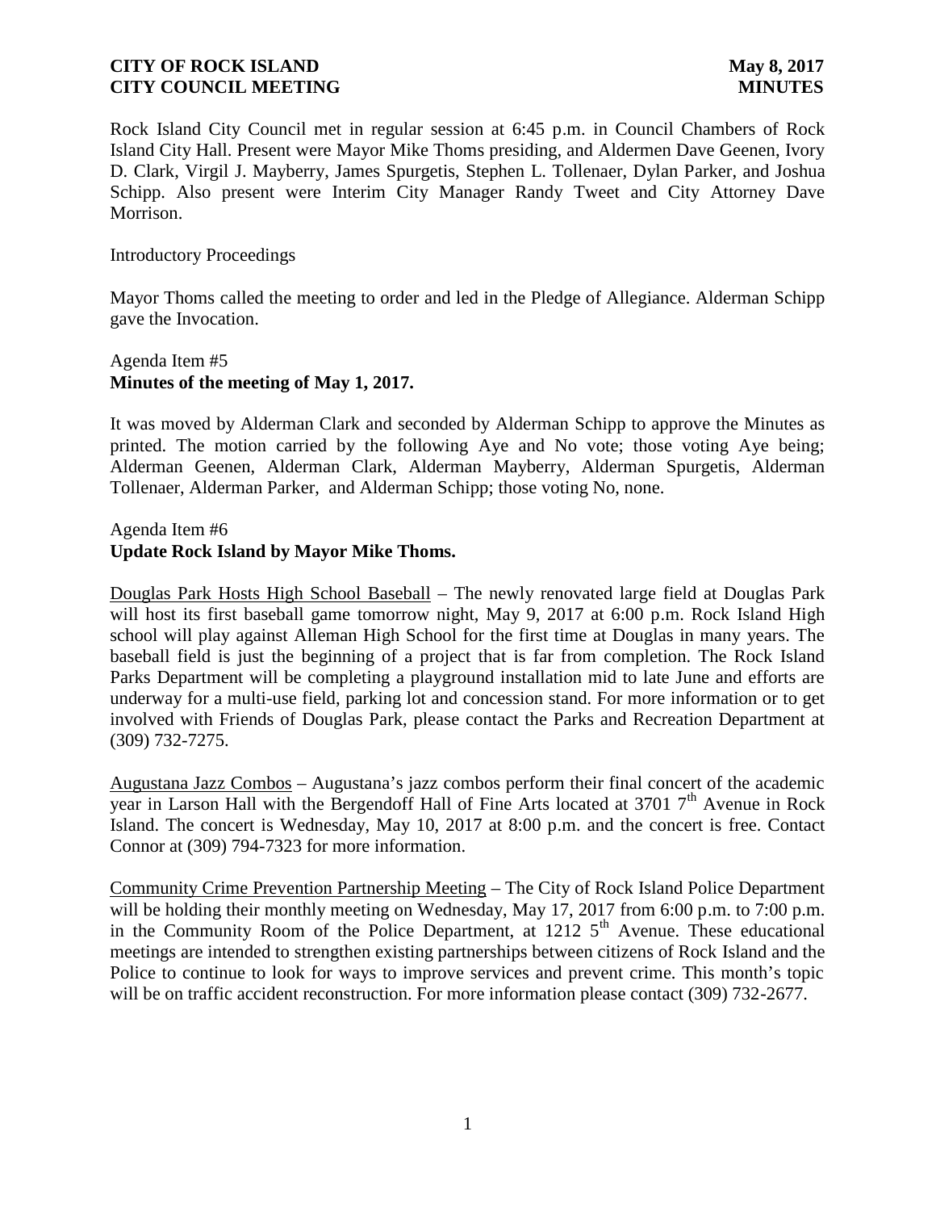**CITY OF ROCK ISLAND** **May 8, 2017**
**CITY COUNCIL MEETING** **MINUTES**

Rock Island City Council met in regular session at 6:45 p.m. in Council Chambers of Rock Island City Hall. Present were Mayor Mike Thoms presiding, and Aldermen Dave Geenen, Ivory D. Clark, Virgil J. Mayberry, James Spurgetis, Stephen L. Tollenaer, Dylan Parker, and Joshua Schipp. Also present were Interim City Manager Randy Tweet and City Attorney Dave Morrison.

Introductory Proceedings

Mayor Thoms called the meeting to order and led in the Pledge of Allegiance. Alderman Schipp gave the Invocation.

Agenda Item #5
**Minutes of the meeting of May 1, 2017.**

It was moved by Alderman Clark and seconded by Alderman Schipp to approve the Minutes as printed. The motion carried by the following Aye and No vote; those voting Aye being; Alderman Geenen, Alderman Clark, Alderman Mayberry, Alderman Spurgetis, Alderman Tollenaer, Alderman Parker, and Alderman Schipp; those voting No, none.

Agenda Item #6
**Update Rock Island by Mayor Mike Thoms.**

Douglas Park Hosts High School Baseball – The newly renovated large field at Douglas Park will host its first baseball game tomorrow night, May 9, 2017 at 6:00 p.m. Rock Island High school will play against Alleman High School for the first time at Douglas in many years. The baseball field is just the beginning of a project that is far from completion. The Rock Island Parks Department will be completing a playground installation mid to late June and efforts are underway for a multi-use field, parking lot and concession stand. For more information or to get involved with Friends of Douglas Park, please contact the Parks and Recreation Department at (309) 732-7275.

Augustana Jazz Combos – Augustana's jazz combos perform their final concert of the academic year in Larson Hall with the Bergendoff Hall of Fine Arts located at 3701 7th Avenue in Rock Island. The concert is Wednesday, May 10, 2017 at 8:00 p.m. and the concert is free. Contact Connor at (309) 794-7323 for more information.

Community Crime Prevention Partnership Meeting – The City of Rock Island Police Department will be holding their monthly meeting on Wednesday, May 17, 2017 from 6:00 p.m. to 7:00 p.m. in the Community Room of the Police Department, at 1212 5th Avenue. These educational meetings are intended to strengthen existing partnerships between citizens of Rock Island and the Police to continue to look for ways to improve services and prevent crime. This month's topic will be on traffic accident reconstruction. For more information please contact (309) 732-2677.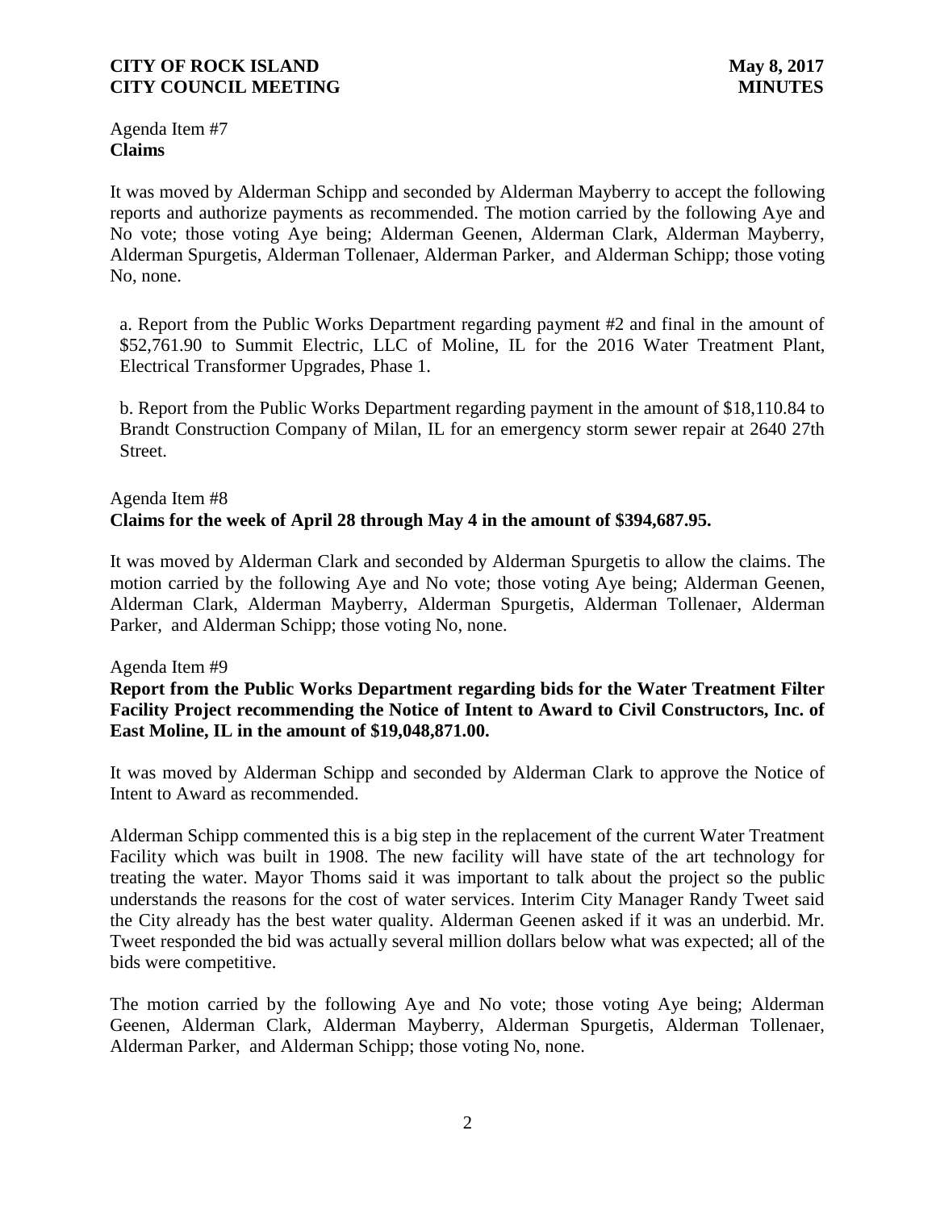Agenda Item #7
**Claims**

It was moved by Alderman Schipp and seconded by Alderman Mayberry to accept the following reports and authorize payments as recommended. The motion carried by the following Aye and No vote; those voting Aye being; Alderman Geenen, Alderman Clark, Alderman Mayberry, Alderman Spurgetis, Alderman Tollenaer, Alderman Parker, and Alderman Schipp; those voting No, none.

a. Report from the Public Works Department regarding payment #2 and final in the amount of $52,761.90 to Summit Electric, LLC of Moline, IL for the 2016 Water Treatment Plant, Electrical Transformer Upgrades, Phase 1.

b. Report from the Public Works Department regarding payment in the amount of $18,110.84 to Brandt Construction Company of Milan, IL for an emergency storm sewer repair at 2640 27th Street.

Agenda Item #8
**Claims for the week of April 28 through May 4 in the amount of $394,687.95.**

It was moved by Alderman Clark and seconded by Alderman Spurgetis to allow the claims. The motion carried by the following Aye and No vote; those voting Aye being; Alderman Geenen, Alderman Clark, Alderman Mayberry, Alderman Spurgetis, Alderman Tollenaer, Alderman Parker, and Alderman Schipp; those voting No, none.

Agenda Item #9
**Report from the Public Works Department regarding bids for the Water Treatment Filter Facility Project recommending the Notice of Intent to Award to Civil Constructors, Inc. of East Moline, IL in the amount of $19,048,871.00.**

It was moved by Alderman Schipp and seconded by Alderman Clark to approve the Notice of Intent to Award as recommended.

Alderman Schipp commented this is a big step in the replacement of the current Water Treatment Facility which was built in 1908. The new facility will have state of the art technology for treating the water. Mayor Thoms said it was important to talk about the project so the public understands the reasons for the cost of water services. Interim City Manager Randy Tweet said the City already has the best water quality. Alderman Geenen asked if it was an underbid. Mr. Tweet responded the bid was actually several million dollars below what was expected; all of the bids were competitive.

The motion carried by the following Aye and No vote; those voting Aye being; Alderman Geenen, Alderman Clark, Alderman Mayberry, Alderman Spurgetis, Alderman Tollenaer, Alderman Parker, and Alderman Schipp; those voting No, none.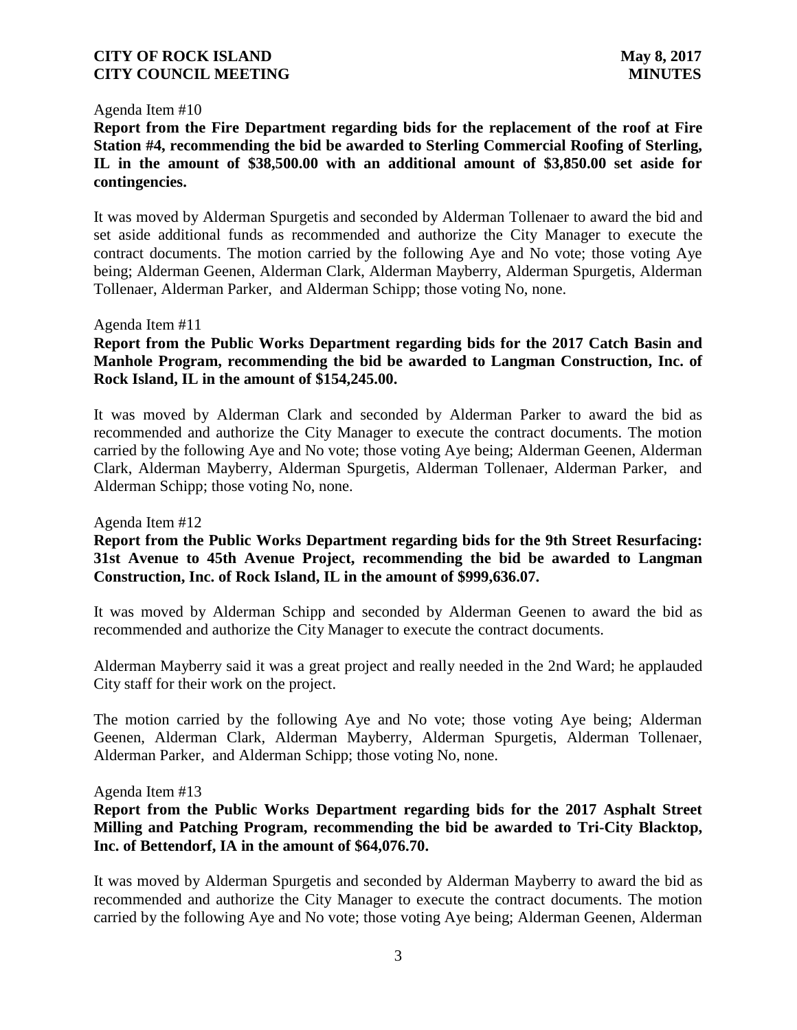Agenda Item #10

**Report from the Fire Department regarding bids for the replacement of the roof at Fire Station #4, recommending the bid be awarded to Sterling Commercial Roofing of Sterling, IL in the amount of $38,500.00 with an additional amount of $3,850.00 set aside for contingencies.**

It was moved by Alderman Spurgetis and seconded by Alderman Tollenaer to award the bid and set aside additional funds as recommended and authorize the City Manager to execute the contract documents. The motion carried by the following Aye and No vote; those voting Aye being; Alderman Geenen, Alderman Clark, Alderman Mayberry, Alderman Spurgetis, Alderman Tollenaer, Alderman Parker, and Alderman Schipp; those voting No, none.

Agenda Item #11

**Report from the Public Works Department regarding bids for the 2017 Catch Basin and Manhole Program, recommending the bid be awarded to Langman Construction, Inc. of Rock Island, IL in the amount of $154,245.00.**

It was moved by Alderman Clark and seconded by Alderman Parker to award the bid as recommended and authorize the City Manager to execute the contract documents. The motion carried by the following Aye and No vote; those voting Aye being; Alderman Geenen, Alderman Clark, Alderman Mayberry, Alderman Spurgetis, Alderman Tollenaer, Alderman Parker, and Alderman Schipp; those voting No, none.

Agenda Item #12

**Report from the Public Works Department regarding bids for the 9th Street Resurfacing: 31st Avenue to 45th Avenue Project, recommending the bid be awarded to Langman Construction, Inc. of Rock Island, IL in the amount of $999,636.07.**

It was moved by Alderman Schipp and seconded by Alderman Geenen to award the bid as recommended and authorize the City Manager to execute the contract documents.

Alderman Mayberry said it was a great project and really needed in the 2nd Ward; he applauded City staff for their work on the project.

The motion carried by the following Aye and No vote; those voting Aye being; Alderman Geenen, Alderman Clark, Alderman Mayberry, Alderman Spurgetis, Alderman Tollenaer, Alderman Parker, and Alderman Schipp; those voting No, none.

Agenda Item #13

**Report from the Public Works Department regarding bids for the 2017 Asphalt Street Milling and Patching Program, recommending the bid be awarded to Tri-City Blacktop, Inc. of Bettendorf, IA in the amount of $64,076.70.**

It was moved by Alderman Spurgetis and seconded by Alderman Mayberry to award the bid as recommended and authorize the City Manager to execute the contract documents. The motion carried by the following Aye and No vote; those voting Aye being; Alderman Geenen, Alderman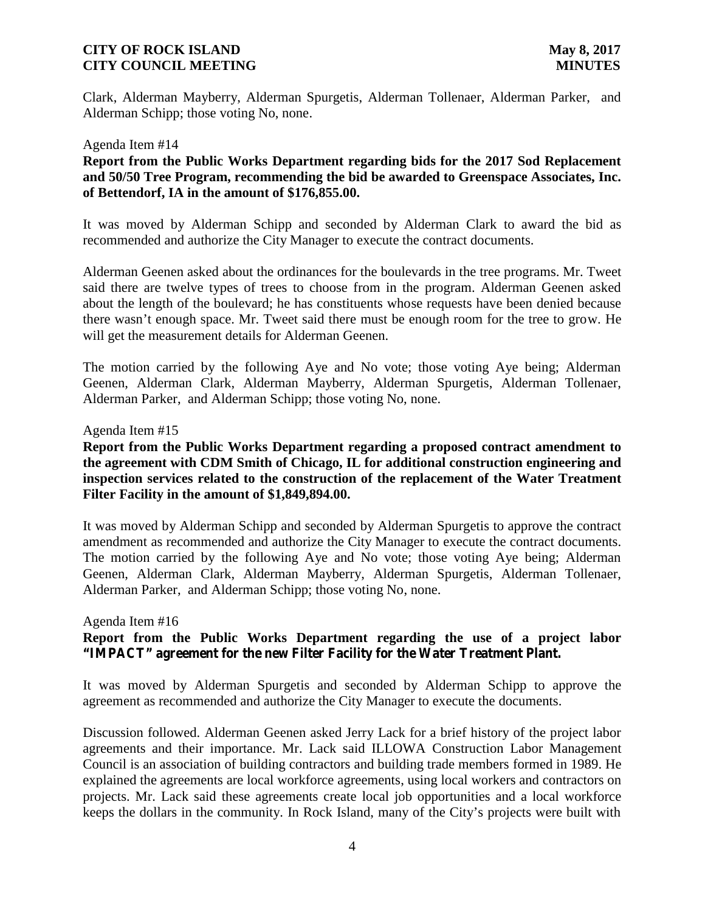Clark, Alderman Mayberry, Alderman Spurgetis, Alderman Tollenaer, Alderman Parker, and Alderman Schipp; those voting No, none.

Agenda Item #14

**Report from the Public Works Department regarding bids for the 2017 Sod Replacement and 50/50 Tree Program, recommending the bid be awarded to Greenspace Associates, Inc. of Bettendorf, IA in the amount of $176,855.00.**

It was moved by Alderman Schipp and seconded by Alderman Clark to award the bid as recommended and authorize the City Manager to execute the contract documents.

Alderman Geenen asked about the ordinances for the boulevards in the tree programs. Mr. Tweet said there are twelve types of trees to choose from in the program. Alderman Geenen asked about the length of the boulevard; he has constituents whose requests have been denied because there wasn't enough space. Mr. Tweet said there must be enough room for the tree to grow. He will get the measurement details for Alderman Geenen.

The motion carried by the following Aye and No vote; those voting Aye being; Alderman Geenen, Alderman Clark, Alderman Mayberry, Alderman Spurgetis, Alderman Tollenaer, Alderman Parker, and Alderman Schipp; those voting No, none.

Agenda Item #15

**Report from the Public Works Department regarding a proposed contract amendment to the agreement with CDM Smith of Chicago, IL for additional construction engineering and inspection services related to the construction of the replacement of the Water Treatment Filter Facility in the amount of $1,849,894.00.**

It was moved by Alderman Schipp and seconded by Alderman Spurgetis to approve the contract amendment as recommended and authorize the City Manager to execute the contract documents. The motion carried by the following Aye and No vote; those voting Aye being; Alderman Geenen, Alderman Clark, Alderman Mayberry, Alderman Spurgetis, Alderman Tollenaer, Alderman Parker, and Alderman Schipp; those voting No, none.

Agenda Item #16

**Report from the Public Works Department regarding the use of a project labor "IMPACT" agreement for the new Filter Facility for the Water Treatment Plant.**

It was moved by Alderman Spurgetis and seconded by Alderman Schipp to approve the agreement as recommended and authorize the City Manager to execute the documents.

Discussion followed. Alderman Geenen asked Jerry Lack for a brief history of the project labor agreements and their importance. Mr. Lack said ILLOWA Construction Labor Management Council is an association of building contractors and building trade members formed in 1989. He explained the agreements are local workforce agreements, using local workers and contractors on projects. Mr. Lack said these agreements create local job opportunities and a local workforce keeps the dollars in the community. In Rock Island, many of the City's projects were built with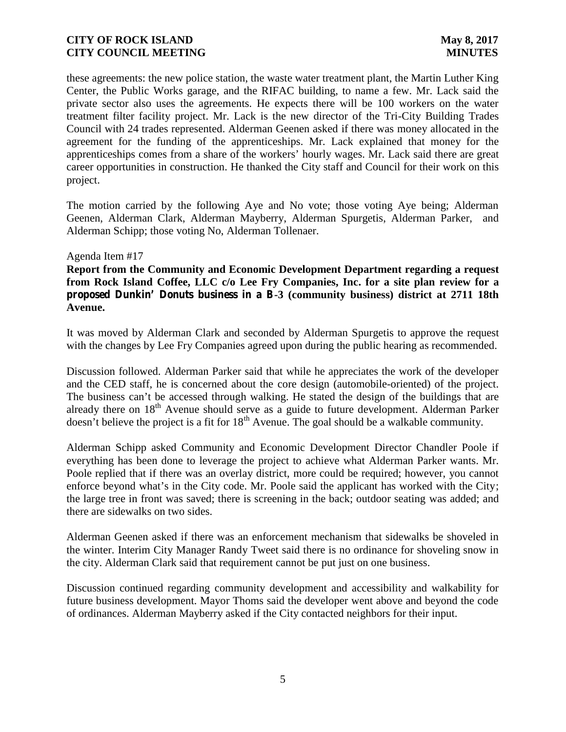these agreements: the new police station, the waste water treatment plant, the Martin Luther King Center, the Public Works garage, and the RIFAC building, to name a few. Mr. Lack said the private sector also uses the agreements. He expects there will be 100 workers on the water treatment filter facility project. Mr. Lack is the new director of the Tri-City Building Trades Council with 24 trades represented. Alderman Geenen asked if there was money allocated in the agreement for the funding of the apprenticeships. Mr. Lack explained that money for the apprenticeships comes from a share of the workers' hourly wages. Mr. Lack said there are great career opportunities in construction. He thanked the City staff and Council for their work on this project.

The motion carried by the following Aye and No vote; those voting Aye being; Alderman Geenen, Alderman Clark, Alderman Mayberry, Alderman Spurgetis, Alderman Parker, and Alderman Schipp; those voting No, Alderman Tollenaer.

Agenda Item #17

**Report from the Community and Economic Development Department regarding a request from Rock Island Coffee, LLC c/o Lee Fry Companies, Inc. for a site plan review for a proposed Dunkin' Donuts business in a B-3 (community business) district at 2711 18th Avenue.**

It was moved by Alderman Clark and seconded by Alderman Spurgetis to approve the request with the changes by Lee Fry Companies agreed upon during the public hearing as recommended.

Discussion followed. Alderman Parker said that while he appreciates the work of the developer and the CED staff, he is concerned about the core design (automobile-oriented) of the project. The business can't be accessed through walking. He stated the design of the buildings that are already there on 18th Avenue should serve as a guide to future development. Alderman Parker doesn't believe the project is a fit for 18th Avenue. The goal should be a walkable community.

Alderman Schipp asked Community and Economic Development Director Chandler Poole if everything has been done to leverage the project to achieve what Alderman Parker wants. Mr. Poole replied that if there was an overlay district, more could be required; however, you cannot enforce beyond what's in the City code. Mr. Poole said the applicant has worked with the City; the large tree in front was saved; there is screening in the back; outdoor seating was added; and there are sidewalks on two sides.

Alderman Geenen asked if there was an enforcement mechanism that sidewalks be shoveled in the winter. Interim City Manager Randy Tweet said there is no ordinance for shoveling snow in the city. Alderman Clark said that requirement cannot be put just on one business.

Discussion continued regarding community development and accessibility and walkability for future business development. Mayor Thoms said the developer went above and beyond the code of ordinances. Alderman Mayberry asked if the City contacted neighbors for their input.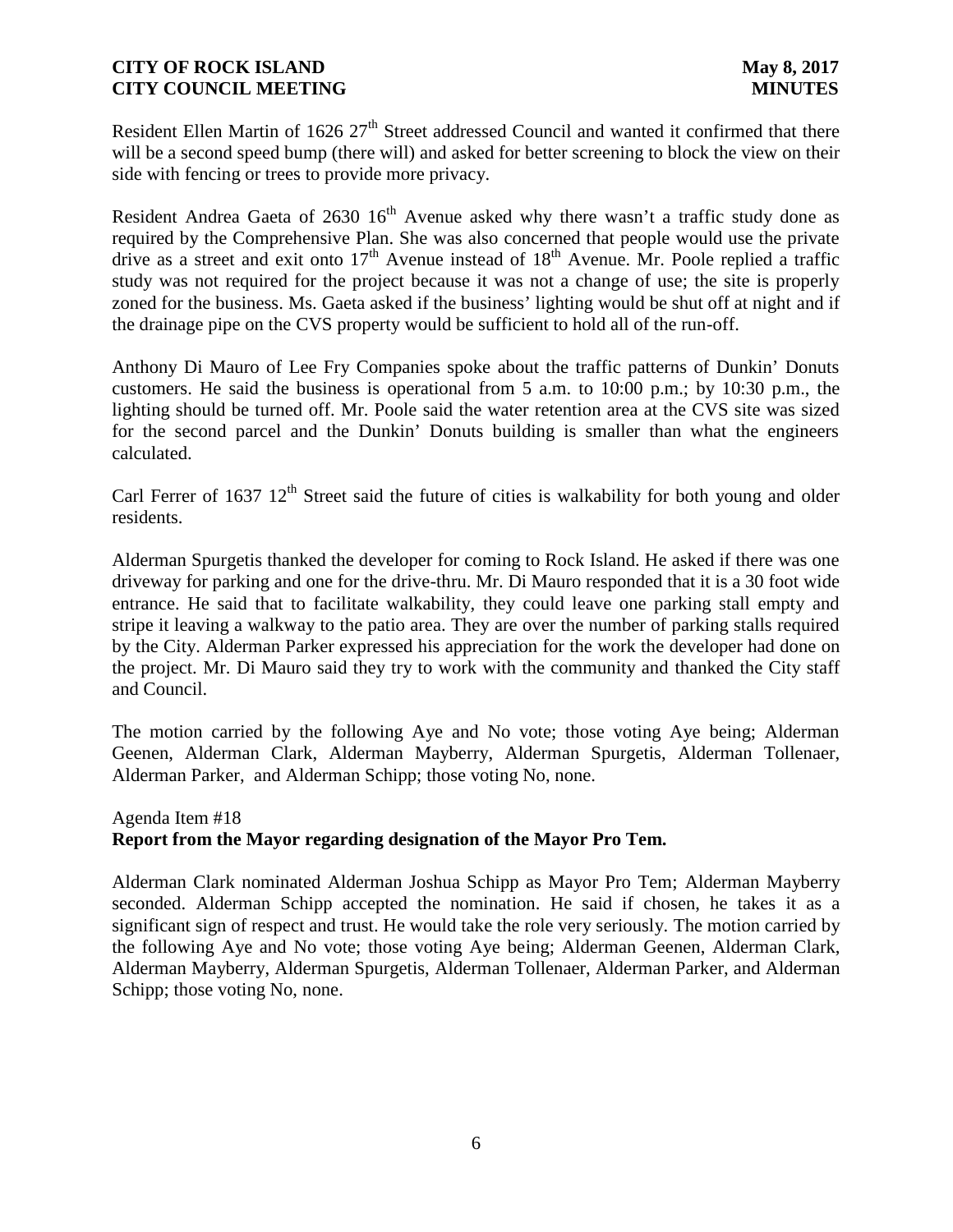Resident Ellen Martin of 1626 27th Street addressed Council and wanted it confirmed that there will be a second speed bump (there will) and asked for better screening to block the view on their side with fencing or trees to provide more privacy.

Resident Andrea Gaeta of 2630 16th Avenue asked why there wasn't a traffic study done as required by the Comprehensive Plan. She was also concerned that people would use the private drive as a street and exit onto 17th Avenue instead of 18th Avenue. Mr. Poole replied a traffic study was not required for the project because it was not a change of use; the site is properly zoned for the business. Ms. Gaeta asked if the business' lighting would be shut off at night and if the drainage pipe on the CVS property would be sufficient to hold all of the run-off.

Anthony Di Mauro of Lee Fry Companies spoke about the traffic patterns of Dunkin' Donuts customers. He said the business is operational from 5 a.m. to 10:00 p.m.; by 10:30 p.m., the lighting should be turned off. Mr. Poole said the water retention area at the CVS site was sized for the second parcel and the Dunkin' Donuts building is smaller than what the engineers calculated.

Carl Ferrer of 1637 12th Street said the future of cities is walkability for both young and older residents.

Alderman Spurgetis thanked the developer for coming to Rock Island. He asked if there was one driveway for parking and one for the drive-thru. Mr. Di Mauro responded that it is a 30 foot wide entrance. He said that to facilitate walkability, they could leave one parking stall empty and stripe it leaving a walkway to the patio area. They are over the number of parking stalls required by the City. Alderman Parker expressed his appreciation for the work the developer had done on the project. Mr. Di Mauro said they try to work with the community and thanked the City staff and Council.

The motion carried by the following Aye and No vote; those voting Aye being; Alderman Geenen, Alderman Clark, Alderman Mayberry, Alderman Spurgetis, Alderman Tollenaer, Alderman Parker, and Alderman Schipp; those voting No, none.

Agenda Item #18
**Report from the Mayor regarding designation of the Mayor Pro Tem.**

Alderman Clark nominated Alderman Joshua Schipp as Mayor Pro Tem; Alderman Mayberry seconded. Alderman Schipp accepted the nomination. He said if chosen, he takes it as a significant sign of respect and trust. He would take the role very seriously. The motion carried by the following Aye and No vote; those voting Aye being; Alderman Geenen, Alderman Clark, Alderman Mayberry, Alderman Spurgetis, Alderman Tollenaer, Alderman Parker, and Alderman Schipp; those voting No, none.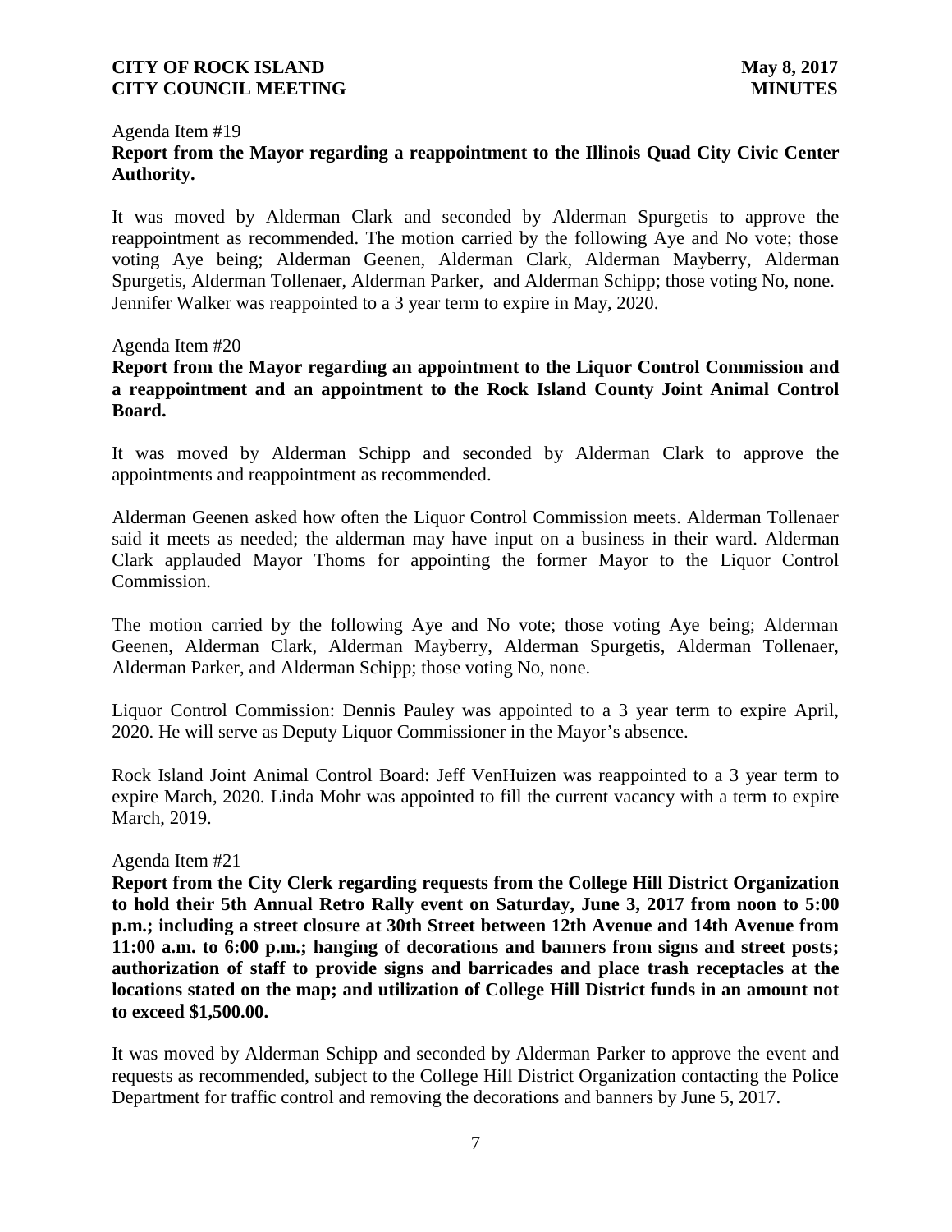Agenda Item #19

**Report from the Mayor regarding a reappointment to the Illinois Quad City Civic Center Authority.**

It was moved by Alderman Clark and seconded by Alderman Spurgetis to approve the reappointment as recommended. The motion carried by the following Aye and No vote; those voting Aye being; Alderman Geenen, Alderman Clark, Alderman Mayberry, Alderman Spurgetis, Alderman Tollenaer, Alderman Parker, and Alderman Schipp; those voting No, none. Jennifer Walker was reappointed to a 3 year term to expire in May, 2020.

Agenda Item #20

**Report from the Mayor regarding an appointment to the Liquor Control Commission and a reappointment and an appointment to the Rock Island County Joint Animal Control Board.**

It was moved by Alderman Schipp and seconded by Alderman Clark to approve the appointments and reappointment as recommended.

Alderman Geenen asked how often the Liquor Control Commission meets. Alderman Tollenaer said it meets as needed; the alderman may have input on a business in their ward. Alderman Clark applauded Mayor Thoms for appointing the former Mayor to the Liquor Control Commission.

The motion carried by the following Aye and No vote; those voting Aye being; Alderman Geenen, Alderman Clark, Alderman Mayberry, Alderman Spurgetis, Alderman Tollenaer, Alderman Parker, and Alderman Schipp; those voting No, none.

Liquor Control Commission: Dennis Pauley was appointed to a 3 year term to expire April, 2020. He will serve as Deputy Liquor Commissioner in the Mayor's absence.

Rock Island Joint Animal Control Board: Jeff VenHuizen was reappointed to a 3 year term to expire March, 2020. Linda Mohr was appointed to fill the current vacancy with a term to expire March, 2019.

Agenda Item #21

**Report from the City Clerk regarding requests from the College Hill District Organization to hold their 5th Annual Retro Rally event on Saturday, June 3, 2017 from noon to 5:00 p.m.; including a street closure at 30th Street between 12th Avenue and 14th Avenue from 11:00 a.m. to 6:00 p.m.; hanging of decorations and banners from signs and street posts; authorization of staff to provide signs and barricades and place trash receptacles at the locations stated on the map; and utilization of College Hill District funds in an amount not to exceed $1,500.00.**

It was moved by Alderman Schipp and seconded by Alderman Parker to approve the event and requests as recommended, subject to the College Hill District Organization contacting the Police Department for traffic control and removing the decorations and banners by June 5, 2017.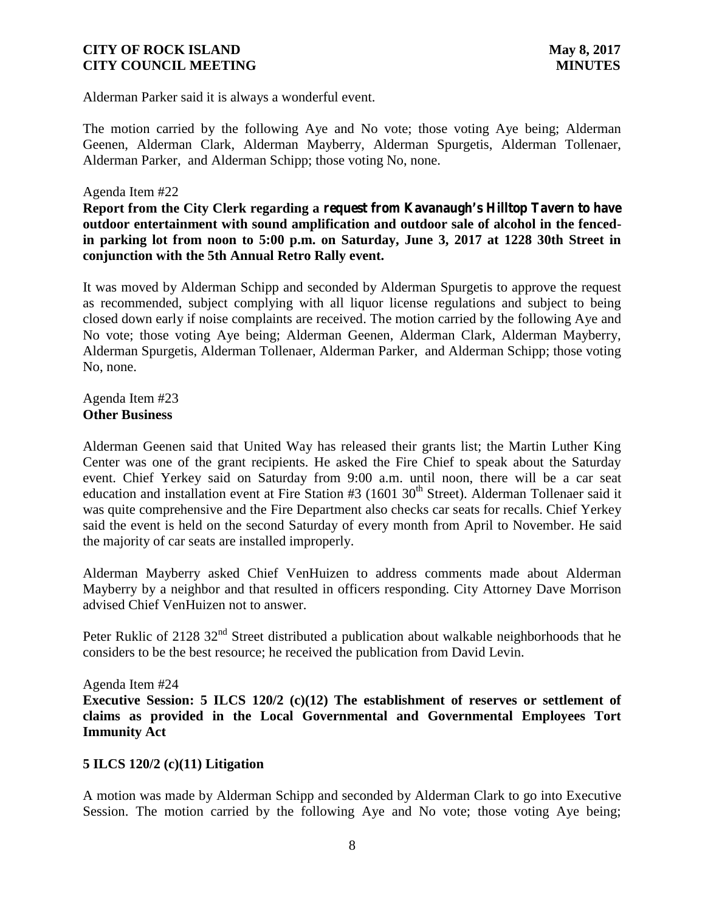Alderman Parker said it is always a wonderful event.

The motion carried by the following Aye and No vote; those voting Aye being; Alderman Geenen, Alderman Clark, Alderman Mayberry, Alderman Spurgetis, Alderman Tollenaer, Alderman Parker, and Alderman Schipp; those voting No, none.

Agenda Item #22

**Report from the City Clerk regarding a request from Kavanaugh's Hilltop Tavern to have outdoor entertainment with sound amplification and outdoor sale of alcohol in the fenced-in parking lot from noon to 5:00 p.m. on Saturday, June 3, 2017 at 1228 30th Street in conjunction with the 5th Annual Retro Rally event.**

It was moved by Alderman Schipp and seconded by Alderman Spurgetis to approve the request as recommended, subject complying with all liquor license regulations and subject to being closed down early if noise complaints are received. The motion carried by the following Aye and No vote; those voting Aye being; Alderman Geenen, Alderman Clark, Alderman Mayberry, Alderman Spurgetis, Alderman Tollenaer, Alderman Parker, and Alderman Schipp; those voting No, none.

Agenda Item #23

**Other Business**

Alderman Geenen said that United Way has released their grants list; the Martin Luther King Center was one of the grant recipients. He asked the Fire Chief to speak about the Saturday event. Chief Yerkey said on Saturday from 9:00 a.m. until noon, there will be a car seat education and installation event at Fire Station #3 (1601 30th Street). Alderman Tollenaer said it was quite comprehensive and the Fire Department also checks car seats for recalls. Chief Yerkey said the event is held on the second Saturday of every month from April to November. He said the majority of car seats are installed improperly.

Alderman Mayberry asked Chief VenHuizen to address comments made about Alderman Mayberry by a neighbor and that resulted in officers responding. City Attorney Dave Morrison advised Chief VenHuizen not to answer.

Peter Ruklic of 2128 32nd Street distributed a publication about walkable neighborhoods that he considers to be the best resource; he received the publication from David Levin.

Agenda Item #24

**Executive Session: 5 ILCS 120/2 (c)(12) The establishment of reserves or settlement of claims as provided in the Local Governmental and Governmental Employees Tort Immunity Act**

**5 ILCS 120/2 (c)(11) Litigation**

A motion was made by Alderman Schipp and seconded by Alderman Clark to go into Executive Session. The motion carried by the following Aye and No vote; those voting Aye being;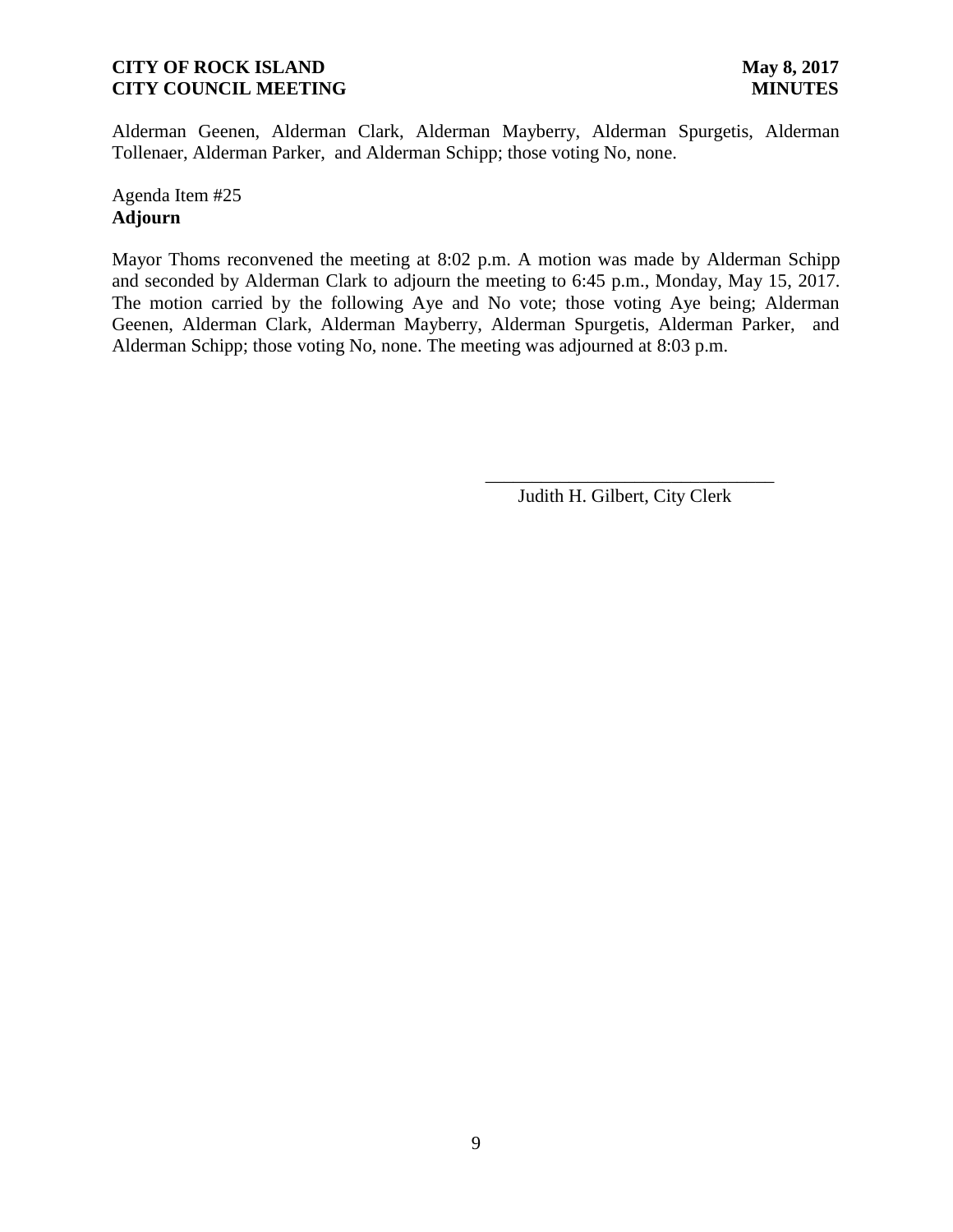Alderman Geenen, Alderman Clark, Alderman Mayberry, Alderman Spurgetis, Alderman Tollenaer, Alderman Parker, and Alderman Schipp; those voting No, none.

Agenda Item #25
**Adjourn**

Mayor Thoms reconvened the meeting at 8:02 p.m. A motion was made by Alderman Schipp and seconded by Alderman Clark to adjourn the meeting to 6:45 p.m., Monday, May 15, 2017. The motion carried by the following Aye and No vote; those voting Aye being; Alderman Geenen, Alderman Clark, Alderman Mayberry, Alderman Spurgetis, Alderman Parker, and Alderman Schipp; those voting No, none. The meeting was adjourned at 8:03 p.m.

_______________________________
Judith H. Gilbert, City Clerk